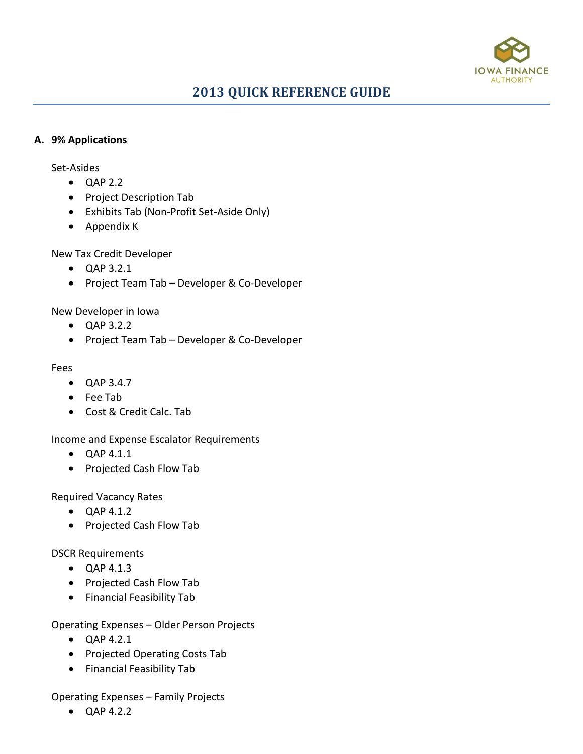# 2013 QUICK REFERENCE GUIDE

## A. 9% Applications

Set-Asides

- QAP 2.2
- Project Description Tab
- Exhibits Tab (Non-Profit Set-Aside Only)
- Appendix K

New Tax Credit Developer

- QAP 3.2.1
- Project Team Tab – Developer & Co-Developer

New Developer in Iowa

- QAP 3.2.2
- Project Team Tab – Developer & Co-Developer

Fees

- QAP 3.4.7
- Fee Tab
- Cost & Credit Calc. Tab

Income and Expense Escalator Requirements

- QAP 4.1.1
- Projected Cash Flow Tab

Required Vacancy Rates

- QAP 4.1.2
- Projected Cash Flow Tab

DSCR Requirements

- QAP 4.1.3
- Projected Cash Flow Tab
- Financial Feasibility Tab

Operating Expenses – Older Person Projects

- QAP 4.2.1
- Projected Operating Costs Tab
- Financial Feasibility Tab

Operating Expenses – Family Projects

- QAP 4.2.2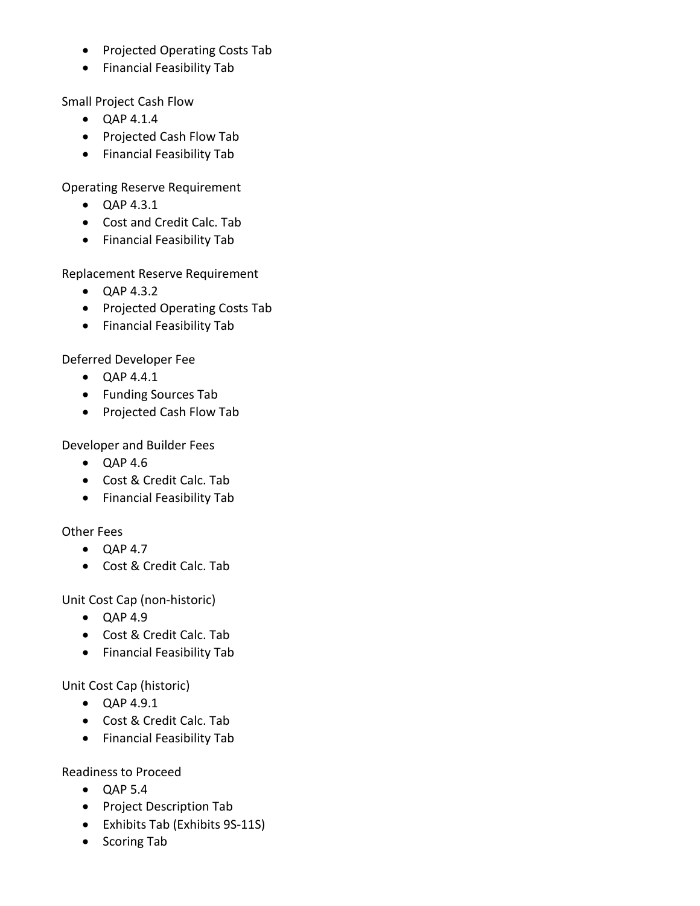- Projected Operating Costs Tab
- Financial Feasibility Tab

Small Project Cash Flow

- QAP 4.1.4
- Projected Cash Flow Tab
- Financial Feasibility Tab

Operating Reserve Requirement

- QAP 4.3.1
- Cost and Credit Calc. Tab
- Financial Feasibility Tab

Replacement Reserve Requirement

- QAP 4.3.2
- Projected Operating Costs Tab
- Financial Feasibility Tab

Deferred Developer Fee

- QAP 4.4.1
- Funding Sources Tab
- Projected Cash Flow Tab

Developer and Builder Fees

- QAP 4.6
- Cost & Credit Calc. Tab
- Financial Feasibility Tab

Other Fees

- QAP 4.7
- Cost & Credit Calc. Tab

Unit Cost Cap (non-historic)

- QAP 4.9
- Cost & Credit Calc. Tab
- Financial Feasibility Tab

Unit Cost Cap (historic)

- QAP 4.9.1
- Cost & Credit Calc. Tab
- Financial Feasibility Tab

Readiness to Proceed

- QAP 5.4
- Project Description Tab
- Exhibits Tab (Exhibits 9S-11S)
- Scoring Tab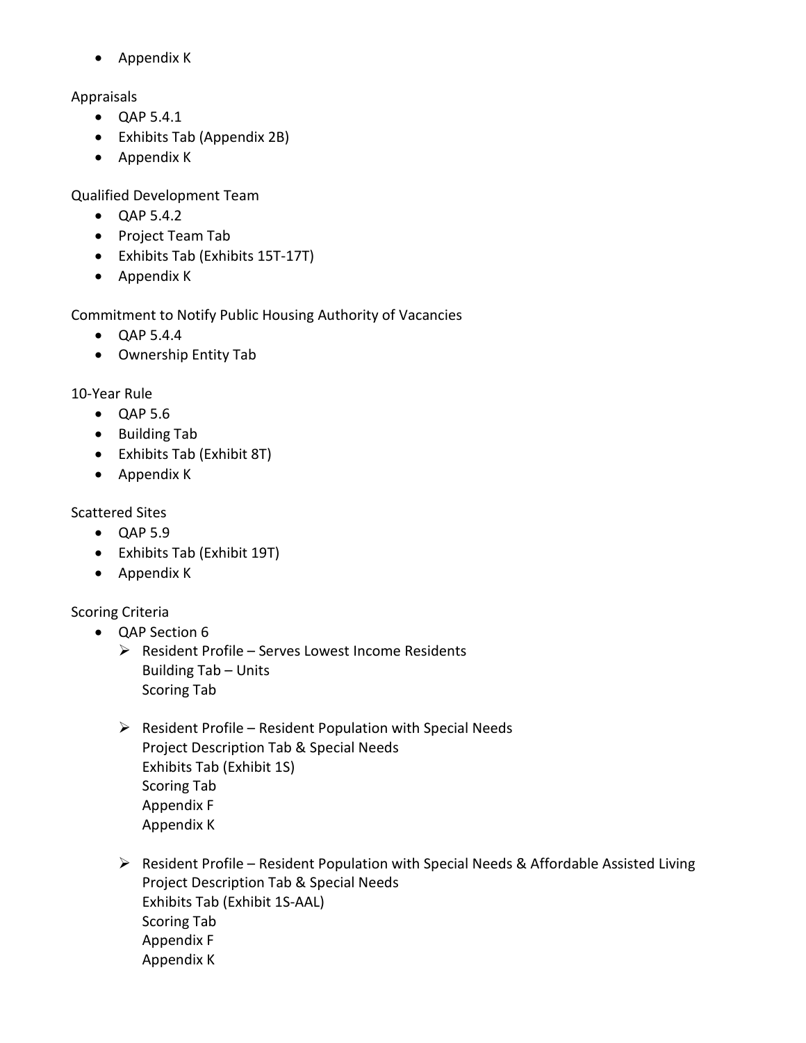- Appendix K

Appraisals

- QAP 5.4.1
- Exhibits Tab (Appendix 2B)
- Appendix K

Qualified Development Team

- QAP 5.4.2
- Project Team Tab
- Exhibits Tab (Exhibits 15T-17T)
- Appendix K

Commitment to Notify Public Housing Authority of Vacancies

- QAP 5.4.4
- Ownership Entity Tab

10-Year Rule

- QAP 5.6
- Building Tab
- Exhibits Tab (Exhibit 8T)
- Appendix K

Scattered Sites

- QAP 5.9
- Exhibits Tab (Exhibit 19T)
- Appendix K

Scoring Criteria

- QAP Section 6
  - Resident Profile – Serves Lowest Income Residents
    Building Tab – Units
    Scoring Tab

  - Resident Profile – Resident Population with Special Needs
    Project Description Tab & Special Needs
    Exhibits Tab (Exhibit 1S)
    Scoring Tab
    Appendix F
    Appendix K

  - Resident Profile – Resident Population with Special Needs & Affordable Assisted Living
    Project Description Tab & Special Needs
    Exhibits Tab (Exhibit 1S-AAL)
    Scoring Tab
    Appendix F
    Appendix K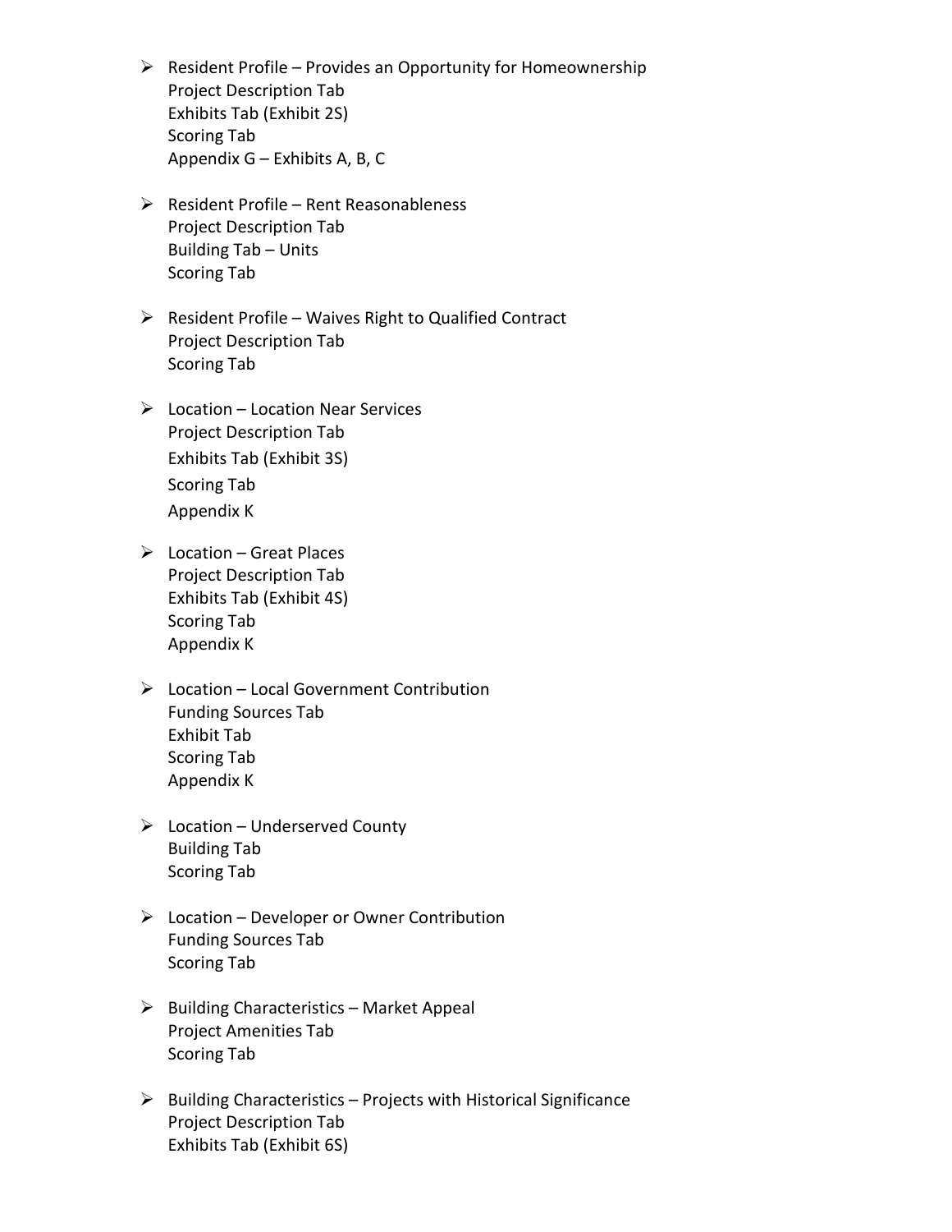- Resident Profile – Provides an Opportunity for Homeownership
  Project Description Tab
  Exhibits Tab (Exhibit 2S)
  Scoring Tab
  Appendix G – Exhibits A, B, C

- Resident Profile – Rent Reasonableness
  Project Description Tab
  Building Tab – Units
  Scoring Tab

- Resident Profile – Waives Right to Qualified Contract
  Project Description Tab
  Scoring Tab

- Location – Location Near Services
  Project Description Tab
  Exhibits Tab (Exhibit 3S)
  Scoring Tab
  Appendix K

- Location – Great Places
  Project Description Tab
  Exhibits Tab (Exhibit 4S)
  Scoring Tab
  Appendix K

- Location – Local Government Contribution
  Funding Sources Tab
  Exhibit Tab
  Scoring Tab
  Appendix K

- Location – Underserved County
  Building Tab
  Scoring Tab

- Location – Developer or Owner Contribution
  Funding Sources Tab
  Scoring Tab

- Building Characteristics – Market Appeal
  Project Amenities Tab
  Scoring Tab

- Building Characteristics – Projects with Historical Significance
  Project Description Tab
  Exhibits Tab (Exhibit 6S)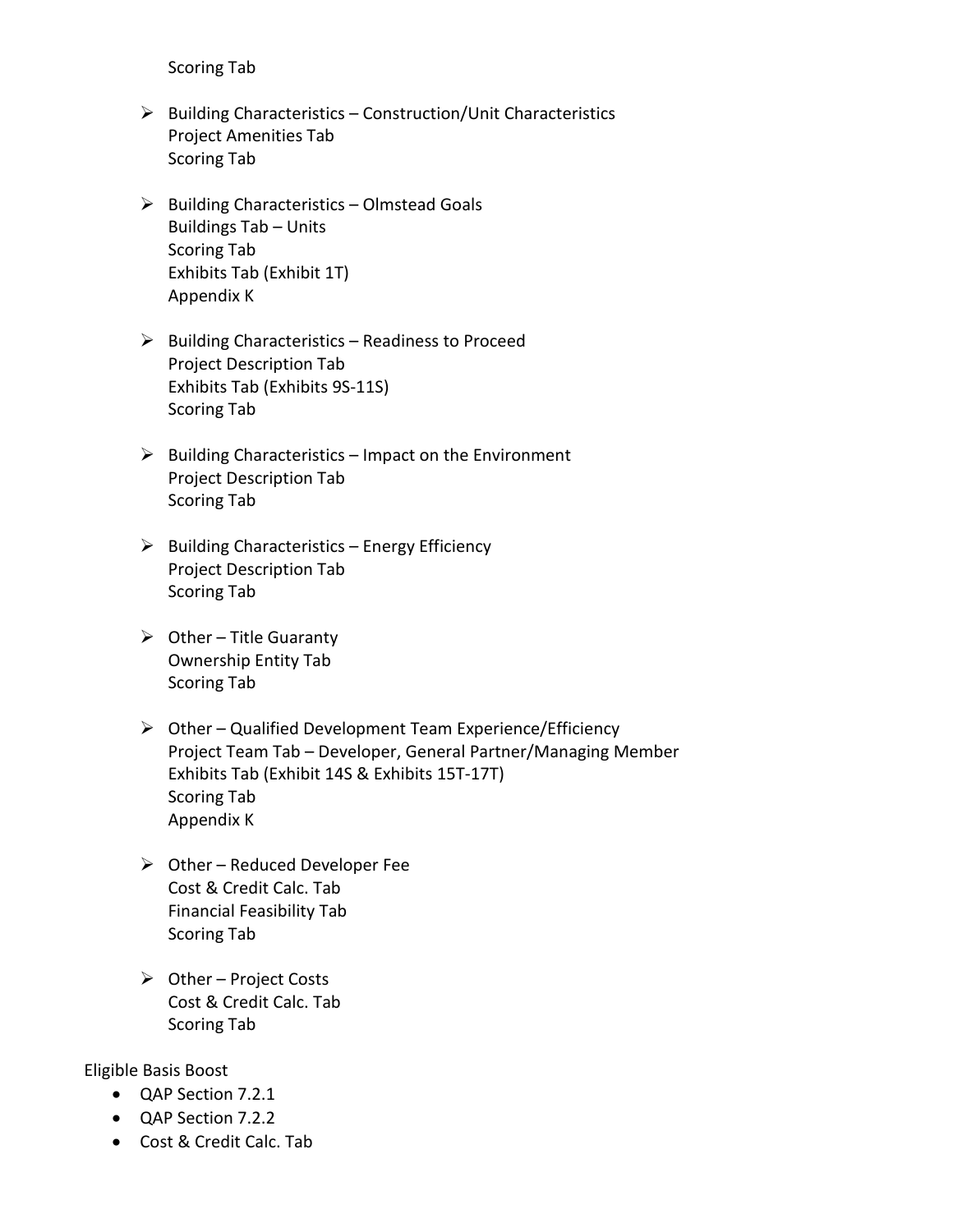Scoring Tab

- Building Characteristics – Construction/Unit Characteristics
  Project Amenities Tab
  Scoring Tab

- Building Characteristics – Olmstead Goals
  Buildings Tab – Units
  Scoring Tab
  Exhibits Tab (Exhibit 1T)
  Appendix K

- Building Characteristics – Readiness to Proceed
  Project Description Tab
  Exhibits Tab (Exhibits 9S-11S)
  Scoring Tab

- Building Characteristics – Impact on the Environment
  Project Description Tab
  Scoring Tab

- Building Characteristics – Energy Efficiency
  Project Description Tab
  Scoring Tab

- Other – Title Guaranty
  Ownership Entity Tab
  Scoring Tab

- Other – Qualified Development Team Experience/Efficiency
  Project Team Tab – Developer, General Partner/Managing Member
  Exhibits Tab (Exhibit 14S & Exhibits 15T-17T)
  Scoring Tab
  Appendix K

- Other – Reduced Developer Fee
  Cost & Credit Calc. Tab
  Financial Feasibility Tab
  Scoring Tab

- Other – Project Costs
  Cost & Credit Calc. Tab
  Scoring Tab

Eligible Basis Boost

- QAP Section 7.2.1
- QAP Section 7.2.2
- Cost & Credit Calc. Tab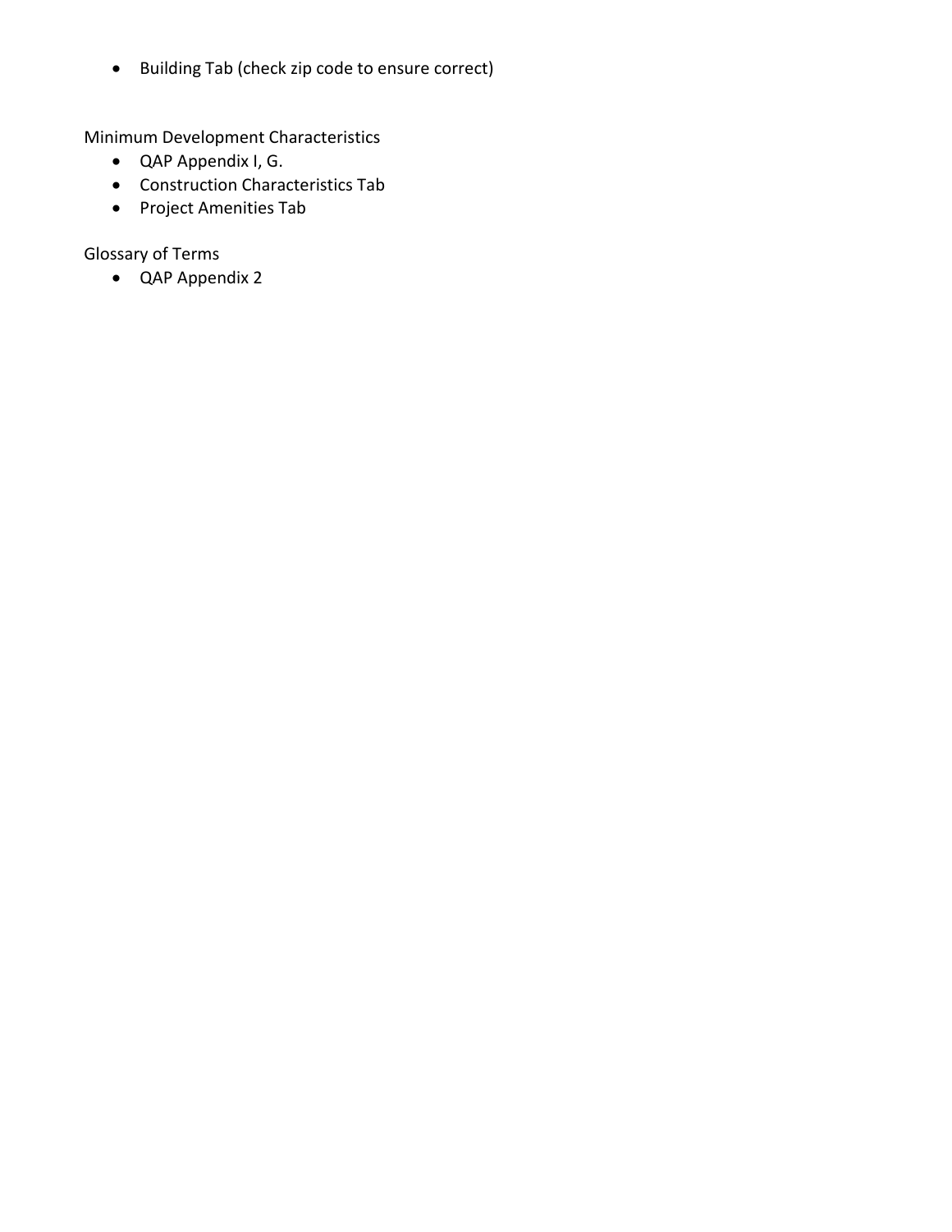- Building Tab (check zip code to ensure correct)

Minimum Development Characteristics

- QAP Appendix I, G.
- Construction Characteristics Tab
- Project Amenities Tab

Glossary of Terms

- QAP Appendix 2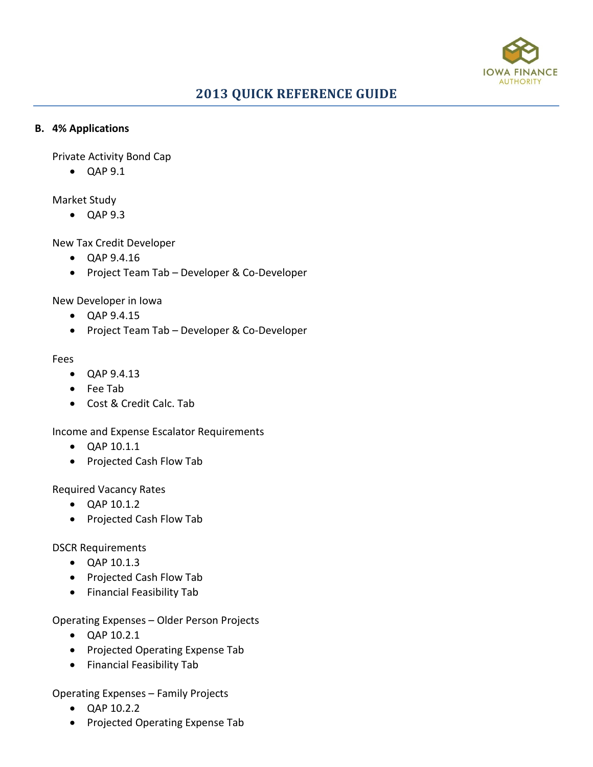# 2013 QUICK REFERENCE GUIDE

**B. 4% Applications**

Private Activity Bond Cap

- QAP 9.1

Market Study

- QAP 9.3

New Tax Credit Developer

- QAP 9.4.16
- Project Team Tab – Developer & Co-Developer

New Developer in Iowa

- QAP 9.4.15
- Project Team Tab – Developer & Co-Developer

Fees

- QAP 9.4.13
- Fee Tab
- Cost & Credit Calc. Tab

Income and Expense Escalator Requirements

- QAP 10.1.1
- Projected Cash Flow Tab

Required Vacancy Rates

- QAP 10.1.2
- Projected Cash Flow Tab

DSCR Requirements

- QAP 10.1.3
- Projected Cash Flow Tab
- Financial Feasibility Tab

Operating Expenses – Older Person Projects

- QAP 10.2.1
- Projected Operating Expense Tab
- Financial Feasibility Tab

Operating Expenses – Family Projects

- QAP 10.2.2
- Projected Operating Expense Tab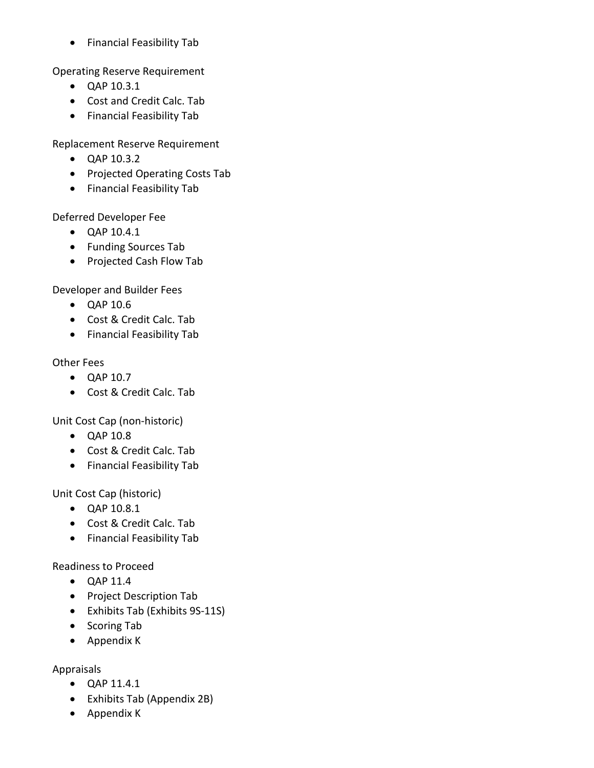- Financial Feasibility Tab

Operating Reserve Requirement

- QAP 10.3.1
- Cost and Credit Calc. Tab
- Financial Feasibility Tab

Replacement Reserve Requirement

- QAP 10.3.2
- Projected Operating Costs Tab
- Financial Feasibility Tab

Deferred Developer Fee

- QAP 10.4.1
- Funding Sources Tab
- Projected Cash Flow Tab

Developer and Builder Fees

- QAP 10.6
- Cost & Credit Calc. Tab
- Financial Feasibility Tab

Other Fees

- QAP 10.7
- Cost & Credit Calc. Tab

Unit Cost Cap (non-historic)

- QAP 10.8
- Cost & Credit Calc. Tab
- Financial Feasibility Tab

Unit Cost Cap (historic)

- QAP 10.8.1
- Cost & Credit Calc. Tab
- Financial Feasibility Tab

Readiness to Proceed

- QAP 11.4
- Project Description Tab
- Exhibits Tab (Exhibits 9S-11S)
- Scoring Tab
- Appendix K

Appraisals

- QAP 11.4.1
- Exhibits Tab (Appendix 2B)
- Appendix K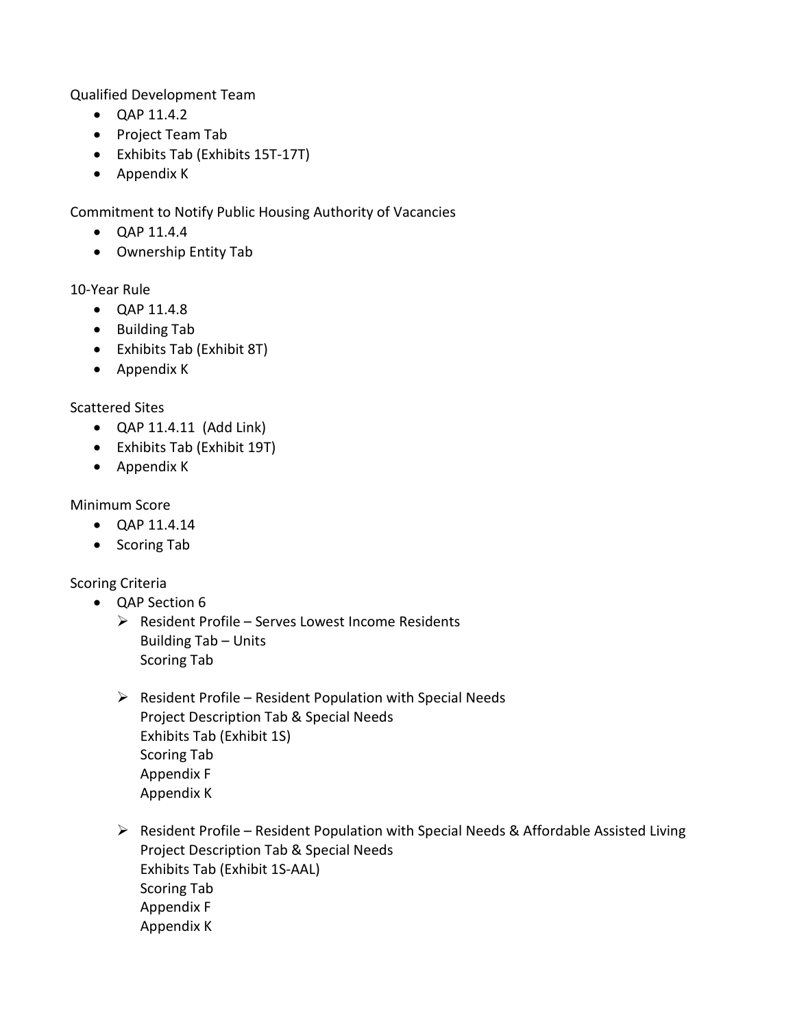Qualified Development Team

- QAP 11.4.2
- Project Team Tab
- Exhibits Tab (Exhibits 15T-17T)
- Appendix K

Commitment to Notify Public Housing Authority of Vacancies

- QAP 11.4.4
- Ownership Entity Tab

10-Year Rule

- QAP 11.4.8
- Building Tab
- Exhibits Tab (Exhibit 8T)
- Appendix K

Scattered Sites

- QAP 11.4.11 (Add Link)
- Exhibits Tab (Exhibit 19T)
- Appendix K

Minimum Score

- QAP 11.4.14
- Scoring Tab

Scoring Criteria

- QAP Section 6
  - Resident Profile – Serves Lowest Income Residents
    Building Tab – Units
    Scoring Tab
  - Resident Profile – Resident Population with Special Needs
    Project Description Tab & Special Needs
    Exhibits Tab (Exhibit 1S)
    Scoring Tab
    Appendix F
    Appendix K
  - Resident Profile – Resident Population with Special Needs & Affordable Assisted Living
    Project Description Tab & Special Needs
    Exhibits Tab (Exhibit 1S-AAL)
    Scoring Tab
    Appendix F
    Appendix K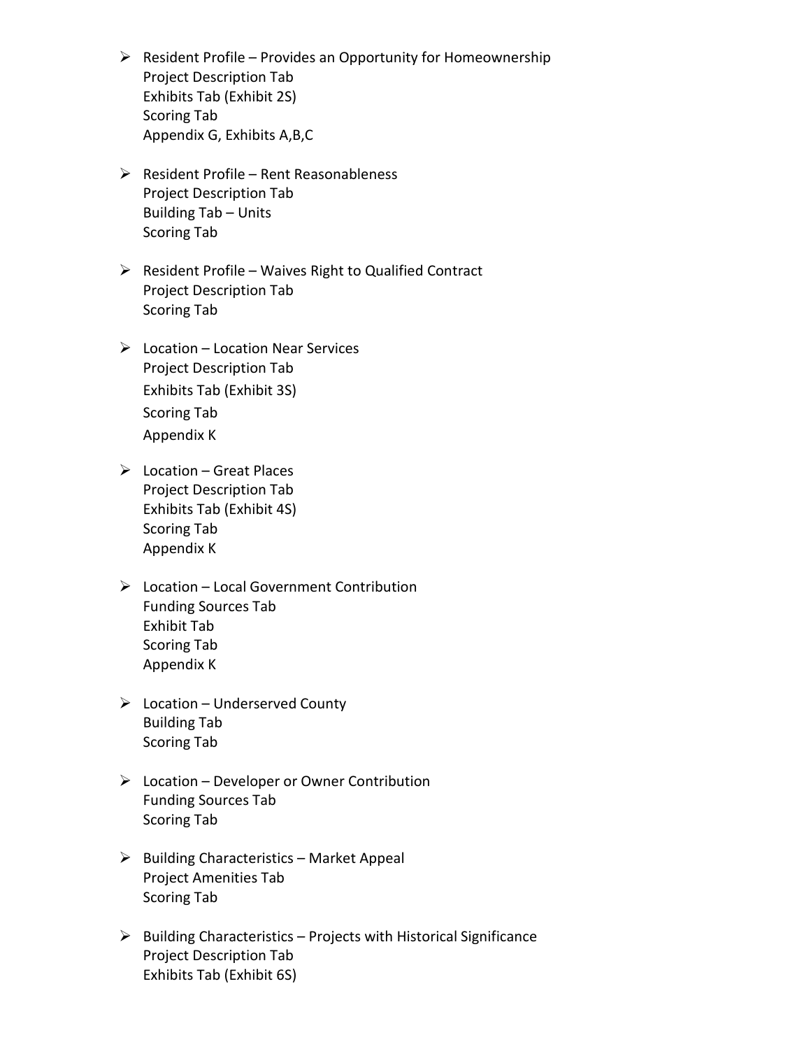- Resident Profile – Provides an Opportunity for Homeownership
  Project Description Tab
  Exhibits Tab (Exhibit 2S)
  Scoring Tab
  Appendix G, Exhibits A,B,C

- Resident Profile – Rent Reasonableness
  Project Description Tab
  Building Tab – Units
  Scoring Tab

- Resident Profile – Waives Right to Qualified Contract
  Project Description Tab
  Scoring Tab

- Location – Location Near Services
  Project Description Tab
  Exhibits Tab (Exhibit 3S)
  Scoring Tab
  Appendix K

- Location – Great Places
  Project Description Tab
  Exhibits Tab (Exhibit 4S)
  Scoring Tab
  Appendix K

- Location – Local Government Contribution
  Funding Sources Tab
  Exhibit Tab
  Scoring Tab
  Appendix K

- Location – Underserved County
  Building Tab
  Scoring Tab

- Location – Developer or Owner Contribution
  Funding Sources Tab
  Scoring Tab

- Building Characteristics – Market Appeal
  Project Amenities Tab
  Scoring Tab

- Building Characteristics – Projects with Historical Significance
  Project Description Tab
  Exhibits Tab (Exhibit 6S)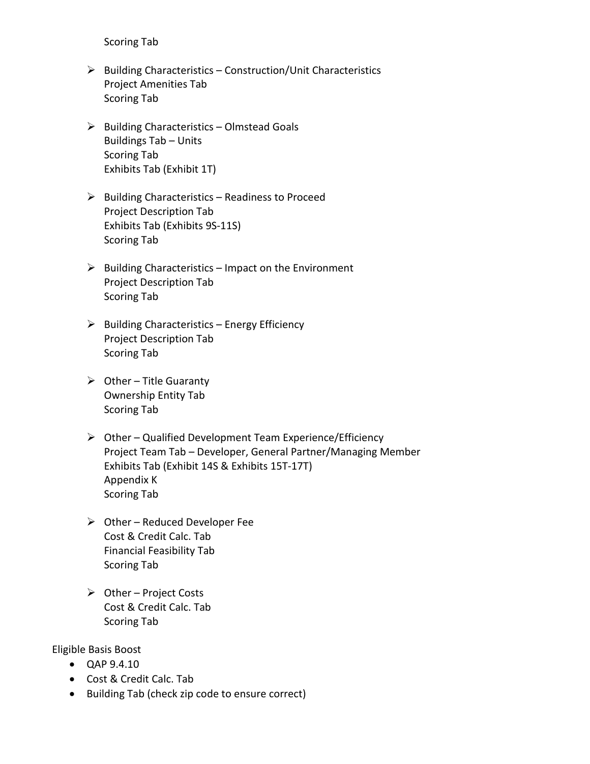Scoring Tab

- Building Characteristics – Construction/Unit Characteristics
  Project Amenities Tab
  Scoring Tab

- Building Characteristics – Olmstead Goals
  Buildings Tab – Units
  Scoring Tab
  Exhibits Tab (Exhibit 1T)

- Building Characteristics – Readiness to Proceed
  Project Description Tab
  Exhibits Tab (Exhibits 9S-11S)
  Scoring Tab

- Building Characteristics – Impact on the Environment
  Project Description Tab
  Scoring Tab

- Building Characteristics – Energy Efficiency
  Project Description Tab
  Scoring Tab

- Other – Title Guaranty
  Ownership Entity Tab
  Scoring Tab

- Other – Qualified Development Team Experience/Efficiency
  Project Team Tab – Developer, General Partner/Managing Member
  Exhibits Tab (Exhibit 14S & Exhibits 15T-17T)
  Appendix K
  Scoring Tab

- Other – Reduced Developer Fee
  Cost & Credit Calc. Tab
  Financial Feasibility Tab
  Scoring Tab

- Other – Project Costs
  Cost & Credit Calc. Tab
  Scoring Tab

Eligible Basis Boost

- QAP 9.4.10
- Cost & Credit Calc. Tab
- Building Tab (check zip code to ensure correct)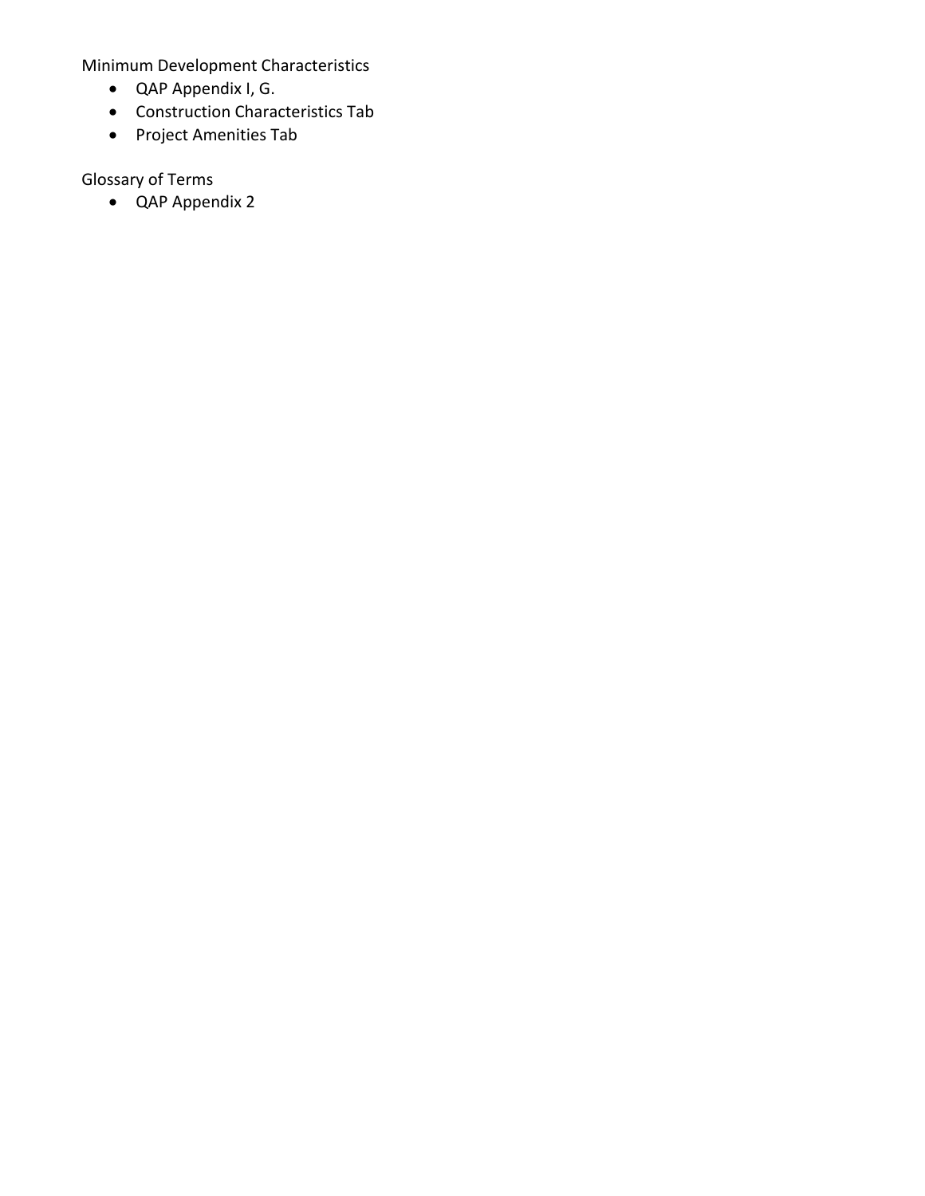Minimum Development Characteristics

- QAP Appendix I, G.
- Construction Characteristics Tab
- Project Amenities Tab

Glossary of Terms

- QAP Appendix 2